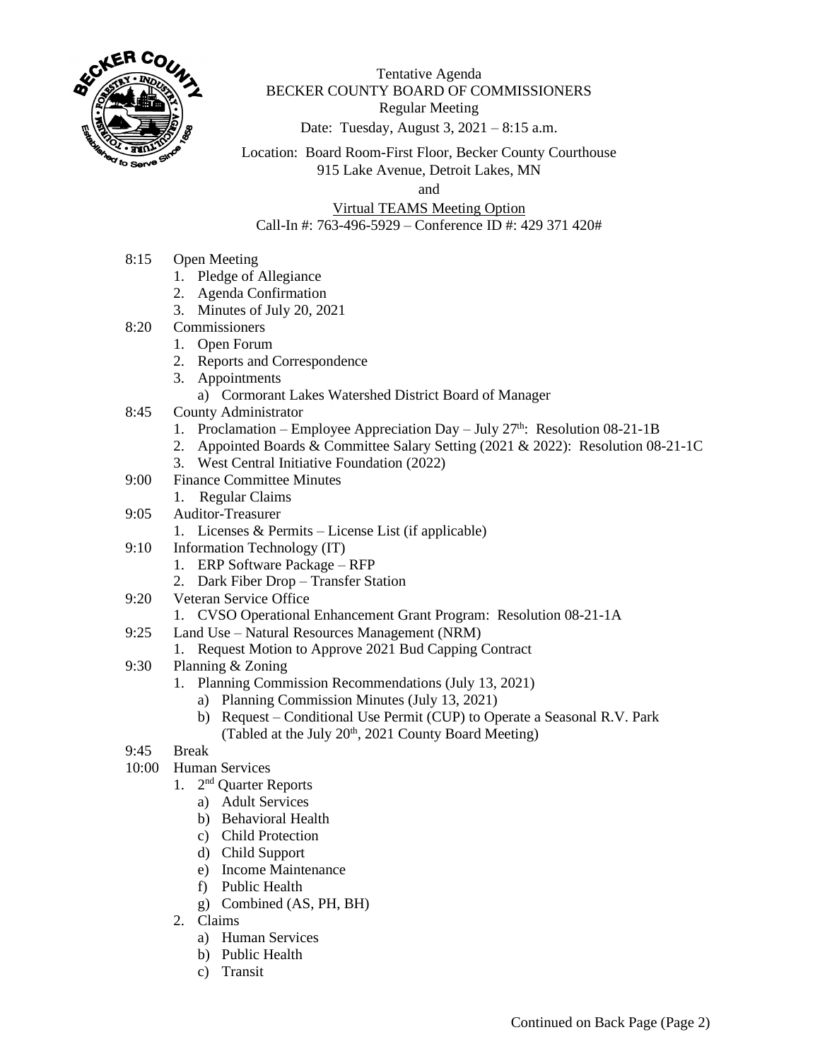Tentative Agenda
BECKER COUNTY BOARD OF COMMISSIONERS
Regular Meeting
Date: Tuesday, August 3, 2021 – 8:15 a.m.

Location: Board Room-First Floor, Becker County Courthouse
915 Lake Avenue, Detroit Lakes, MN
and
Virtual TEAMS Meeting Option
Call-In #: 763-496-5929 – Conference ID #: 429 371 420#

8:15 Open Meeting
1. Pledge of Allegiance
2. Agenda Confirmation
3. Minutes of July 20, 2021

8:20 Commissioners
1. Open Forum
2. Reports and Correspondence
3. Appointments
   a) Cormorant Lakes Watershed District Board of Manager

8:45 County Administrator
1. Proclamation – Employee Appreciation Day – July 27th: Resolution 08-21-1B
2. Appointed Boards & Committee Salary Setting (2021 & 2022): Resolution 08-21-1C
3. West Central Initiative Foundation (2022)

9:00 Finance Committee Minutes
1. Regular Claims

9:05 Auditor-Treasurer
1. Licenses & Permits – License List (if applicable)

9:10 Information Technology (IT)
1. ERP Software Package – RFP
2. Dark Fiber Drop – Transfer Station

9:20 Veteran Service Office
1. CVSO Operational Enhancement Grant Program: Resolution 08-21-1A

9:25 Land Use – Natural Resources Management (NRM)
1. Request Motion to Approve 2021 Bud Capping Contract

9:30 Planning & Zoning
1. Planning Commission Recommendations (July 13, 2021)
   a) Planning Commission Minutes (July 13, 2021)
   b) Request – Conditional Use Permit (CUP) to Operate a Seasonal R.V. Park (Tabled at the July 20th, 2021 County Board Meeting)

9:45 Break

10:00 Human Services
1. 2nd Quarter Reports
   a) Adult Services
   b) Behavioral Health
   c) Child Protection
   d) Child Support
   e) Income Maintenance
   f) Public Health
   g) Combined (AS, PH, BH)
2. Claims
   a) Human Services
   b) Public Health
   c) Transit

Continued on Back Page (Page 2)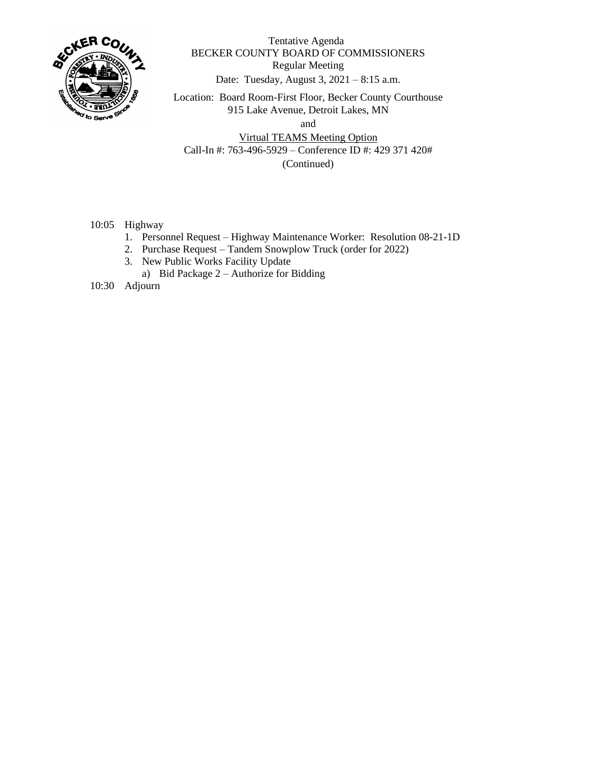Tentative Agenda

BECKER COUNTY BOARD OF COMMISSIONERS

Regular Meeting

Date: Tuesday, August 3, 2021 – 8:15 a.m.

Location: Board Room-First Floor, Becker County Courthouse

915 Lake Avenue, Detroit Lakes, MN

and

Virtual TEAMS Meeting Option

Call-In #: 763-496-5929 – Conference ID #: 429 371 420#

(Continued)

10:05 Highway

1. Personnel Request – Highway Maintenance Worker: Resolution 08-21-1D
2. Purchase Request – Tandem Snowplow Truck (order for 2022)
3. New Public Works Facility Update
   a) Bid Package 2 – Authorize for Bidding

10:30 Adjourn